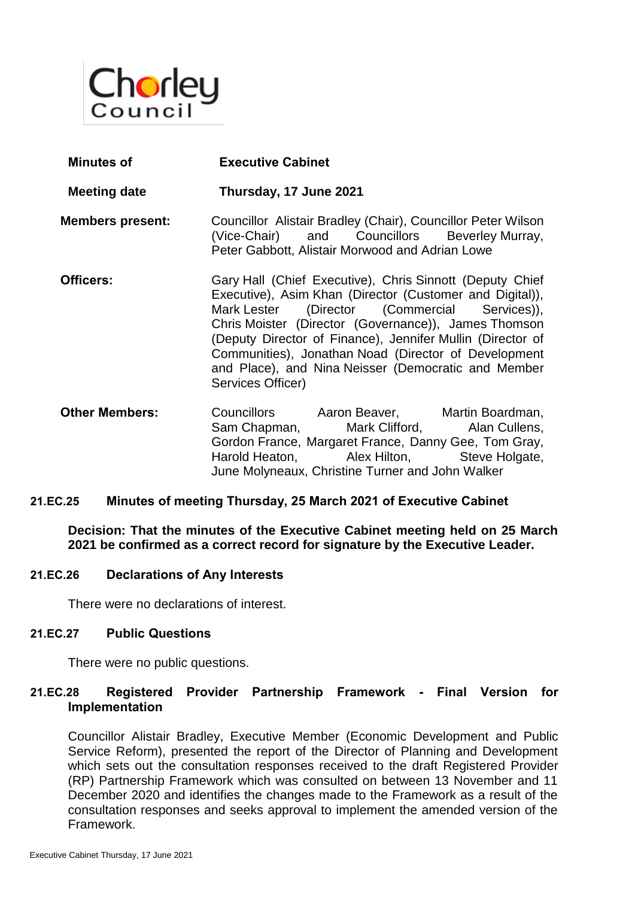Chorley Council

| | |
|---|---|
| **Minutes of** | **Executive Cabinet** |
| **Meeting date** | **Thursday, 17 June 2021** |
| **Members present:** | Councillor Alistair Bradley (Chair), Councillor Peter Wilson (Vice-Chair) and Councillors Beverley Murray, Peter Gabbott, Alistair Morwood and Adrian Lowe |
| **Officers:** | Gary Hall (Chief Executive), Chris Sinnott (Deputy Chief Executive), Asim Khan (Director (Customer and Digital)), Mark Lester (Director (Commercial Services)), Chris Moister (Director (Governance)), James Thomson (Deputy Director of Finance), Jennifer Mullin (Director of Communities), Jonathan Noad (Director of Development and Place), and Nina Neisser (Democratic and Member Services Officer) |
| **Other Members:** | Councillors Aaron Beaver, Martin Boardman, Sam Chapman, Mark Clifford, Alan Cullens, Gordon France, Margaret France, Danny Gee, Tom Gray, Harold Heaton, Alex Hilton, Steve Holgate, June Molyneaux, Christine Turner and John Walker |

## 21.EC.25 Minutes of meeting Thursday, 25 March 2021 of Executive Cabinet

**Decision: That the minutes of the Executive Cabinet meeting held on 25 March 2021 be confirmed as a correct record for signature by the Executive Leader.**

## 21.EC.26 Declarations of Any Interests

There were no declarations of interest.

## 21.EC.27 Public Questions

There were no public questions.

## 21.EC.28 Registered Provider Partnership Framework - Final Version for Implementation

Councillor Alistair Bradley, Executive Member (Economic Development and Public Service Reform), presented the report of the Director of Planning and Development which sets out the consultation responses received to the draft Registered Provider (RP) Partnership Framework which was consulted on between 13 November and 11 December 2020 and identifies the changes made to the Framework as a result of the consultation responses and seeks approval to implement the amended version of the Framework.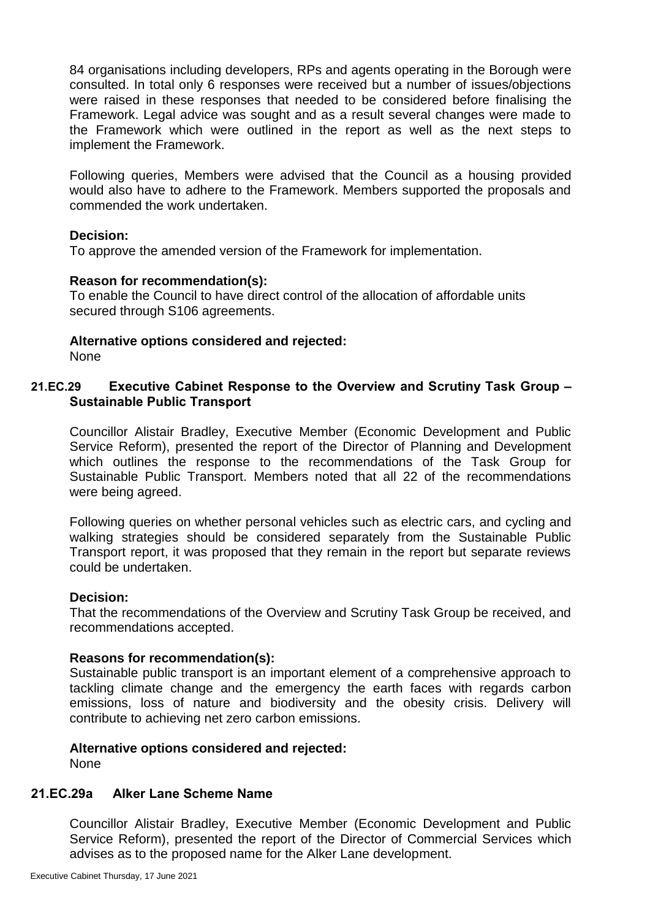84 organisations including developers, RPs and agents operating in the Borough were consulted. In total only 6 responses were received but a number of issues/objections were raised in these responses that needed to be considered before finalising the Framework. Legal advice was sought and as a result several changes were made to the Framework which were outlined in the report as well as the next steps to implement the Framework.

Following queries, Members were advised that the Council as a housing provided would also have to adhere to the Framework. Members supported the proposals and commended the work undertaken.

**Decision:**
To approve the amended version of the Framework for implementation.

**Reason for recommendation(s):**
To enable the Council to have direct control of the allocation of affordable units secured through S106 agreements.

**Alternative options considered and rejected:**
None

## 21.EC.29 Executive Cabinet Response to the Overview and Scrutiny Task Group – Sustainable Public Transport

Councillor Alistair Bradley, Executive Member (Economic Development and Public Service Reform), presented the report of the Director of Planning and Development which outlines the response to the recommendations of the Task Group for Sustainable Public Transport. Members noted that all 22 of the recommendations were being agreed.

Following queries on whether personal vehicles such as electric cars, and cycling and walking strategies should be considered separately from the Sustainable Public Transport report, it was proposed that they remain in the report but separate reviews could be undertaken.

**Decision:**
That the recommendations of the Overview and Scrutiny Task Group be received, and recommendations accepted.

**Reasons for recommendation(s):**
Sustainable public transport is an important element of a comprehensive approach to tackling climate change and the emergency the earth faces with regards carbon emissions, loss of nature and biodiversity and the obesity crisis. Delivery will contribute to achieving net zero carbon emissions.

**Alternative options considered and rejected:**
None

## 21.EC.29a Alker Lane Scheme Name

Councillor Alistair Bradley, Executive Member (Economic Development and Public Service Reform), presented the report of the Director of Commercial Services which advises as to the proposed name for the Alker Lane development.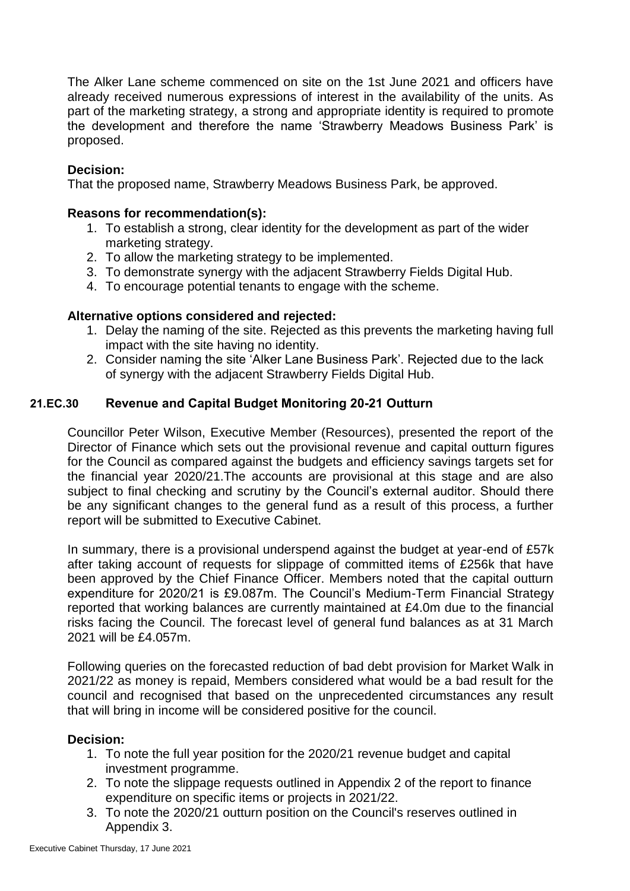The Alker Lane scheme commenced on site on the 1st June 2021 and officers have already received numerous expressions of interest in the availability of the units. As part of the marketing strategy, a strong and appropriate identity is required to promote the development and therefore the name 'Strawberry Meadows Business Park' is proposed.

**Decision:**
That the proposed name, Strawberry Meadows Business Park, be approved.

**Reasons for recommendation(s):**

1. To establish a strong, clear identity for the development as part of the wider marketing strategy.
2. To allow the marketing strategy to be implemented.
3. To demonstrate synergy with the adjacent Strawberry Fields Digital Hub.
4. To encourage potential tenants to engage with the scheme.

**Alternative options considered and rejected:**

1. Delay the naming of the site. Rejected as this prevents the marketing having full impact with the site having no identity.
2. Consider naming the site 'Alker Lane Business Park'. Rejected due to the lack of synergy with the adjacent Strawberry Fields Digital Hub.

## 21.EC.30 Revenue and Capital Budget Monitoring 20-21 Outturn

Councillor Peter Wilson, Executive Member (Resources), presented the report of the Director of Finance which sets out the provisional revenue and capital outturn figures for the Council as compared against the budgets and efficiency savings targets set for the financial year 2020/21.The accounts are provisional at this stage and are also subject to final checking and scrutiny by the Council's external auditor. Should there be any significant changes to the general fund as a result of this process, a further report will be submitted to Executive Cabinet.

In summary, there is a provisional underspend against the budget at year-end of £57k after taking account of requests for slippage of committed items of £256k that have been approved by the Chief Finance Officer. Members noted that the capital outturn expenditure for 2020/21 is £9.087m. The Council's Medium-Term Financial Strategy reported that working balances are currently maintained at £4.0m due to the financial risks facing the Council. The forecast level of general fund balances as at 31 March 2021 will be £4.057m.

Following queries on the forecasted reduction of bad debt provision for Market Walk in 2021/22 as money is repaid, Members considered what would be a bad result for the council and recognised that based on the unprecedented circumstances any result that will bring in income will be considered positive for the council.

**Decision:**

1. To note the full year position for the 2020/21 revenue budget and capital investment programme.
2. To note the slippage requests outlined in Appendix 2 of the report to finance expenditure on specific items or projects in 2021/22.
3. To note the 2020/21 outturn position on the Council's reserves outlined in Appendix 3.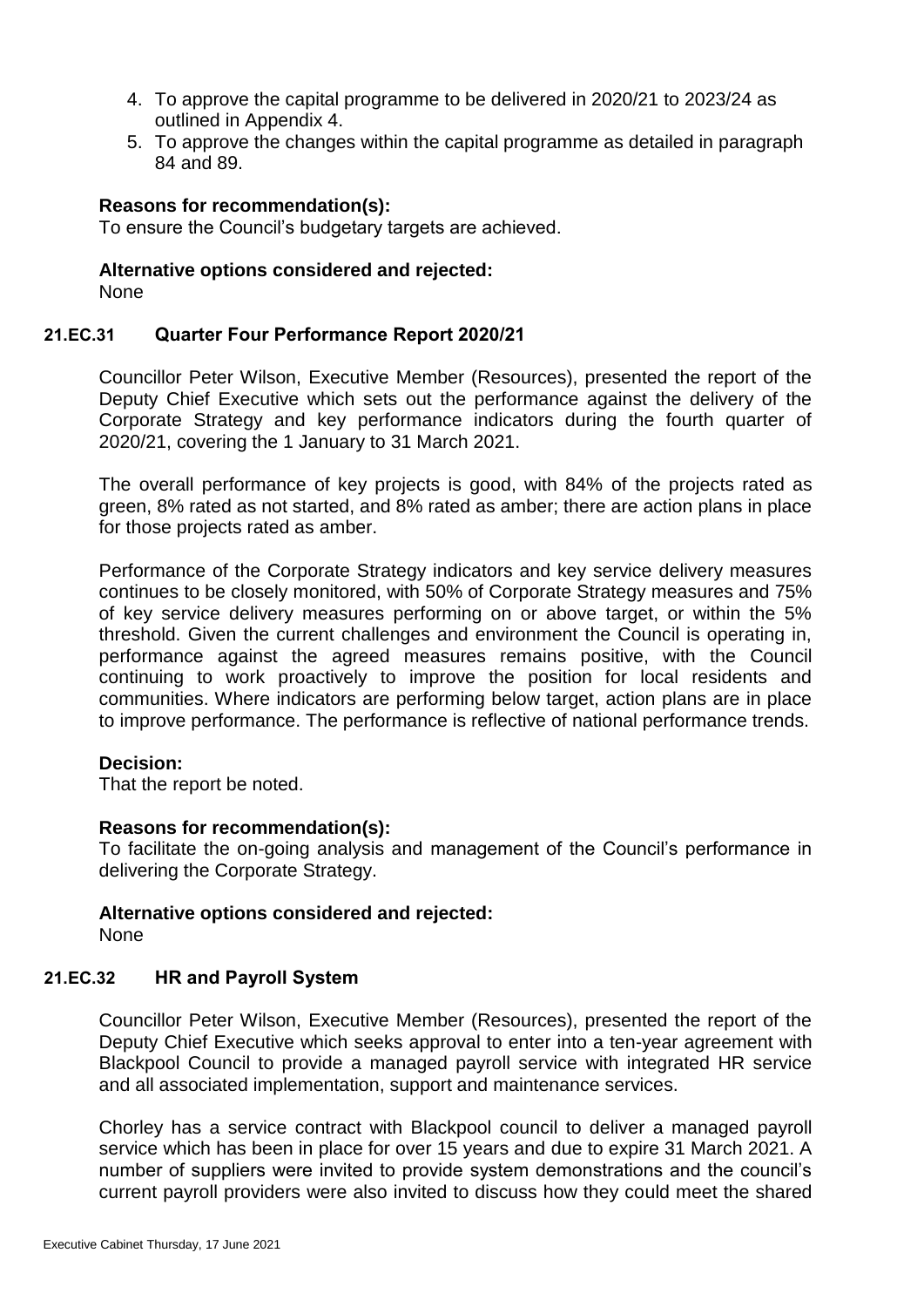4. To approve the capital programme to be delivered in 2020/21 to 2023/24 as outlined in Appendix 4.
5. To approve the changes within the capital programme as detailed in paragraph 84 and 89.

**Reasons for recommendation(s):**
To ensure the Council's budgetary targets are achieved.

**Alternative options considered and rejected:**
None

### 21.EC.31 Quarter Four Performance Report 2020/21

Councillor Peter Wilson, Executive Member (Resources), presented the report of the Deputy Chief Executive which sets out the performance against the delivery of the Corporate Strategy and key performance indicators during the fourth quarter of 2020/21, covering the 1 January to 31 March 2021.

The overall performance of key projects is good, with 84% of the projects rated as green, 8% rated as not started, and 8% rated as amber; there are action plans in place for those projects rated as amber.

Performance of the Corporate Strategy indicators and key service delivery measures continues to be closely monitored, with 50% of Corporate Strategy measures and 75% of key service delivery measures performing on or above target, or within the 5% threshold. Given the current challenges and environment the Council is operating in, performance against the agreed measures remains positive, with the Council continuing to work proactively to improve the position for local residents and communities. Where indicators are performing below target, action plans are in place to improve performance. The performance is reflective of national performance trends.

**Decision:**
That the report be noted.

**Reasons for recommendation(s):**
To facilitate the on-going analysis and management of the Council's performance in delivering the Corporate Strategy.

**Alternative options considered and rejected:**
None

### 21.EC.32 HR and Payroll System

Councillor Peter Wilson, Executive Member (Resources), presented the report of the Deputy Chief Executive which seeks approval to enter into a ten-year agreement with Blackpool Council to provide a managed payroll service with integrated HR service and all associated implementation, support and maintenance services.

Chorley has a service contract with Blackpool council to deliver a managed payroll service which has been in place for over 15 years and due to expire 31 March 2021. A number of suppliers were invited to provide system demonstrations and the council's current payroll providers were also invited to discuss how they could meet the shared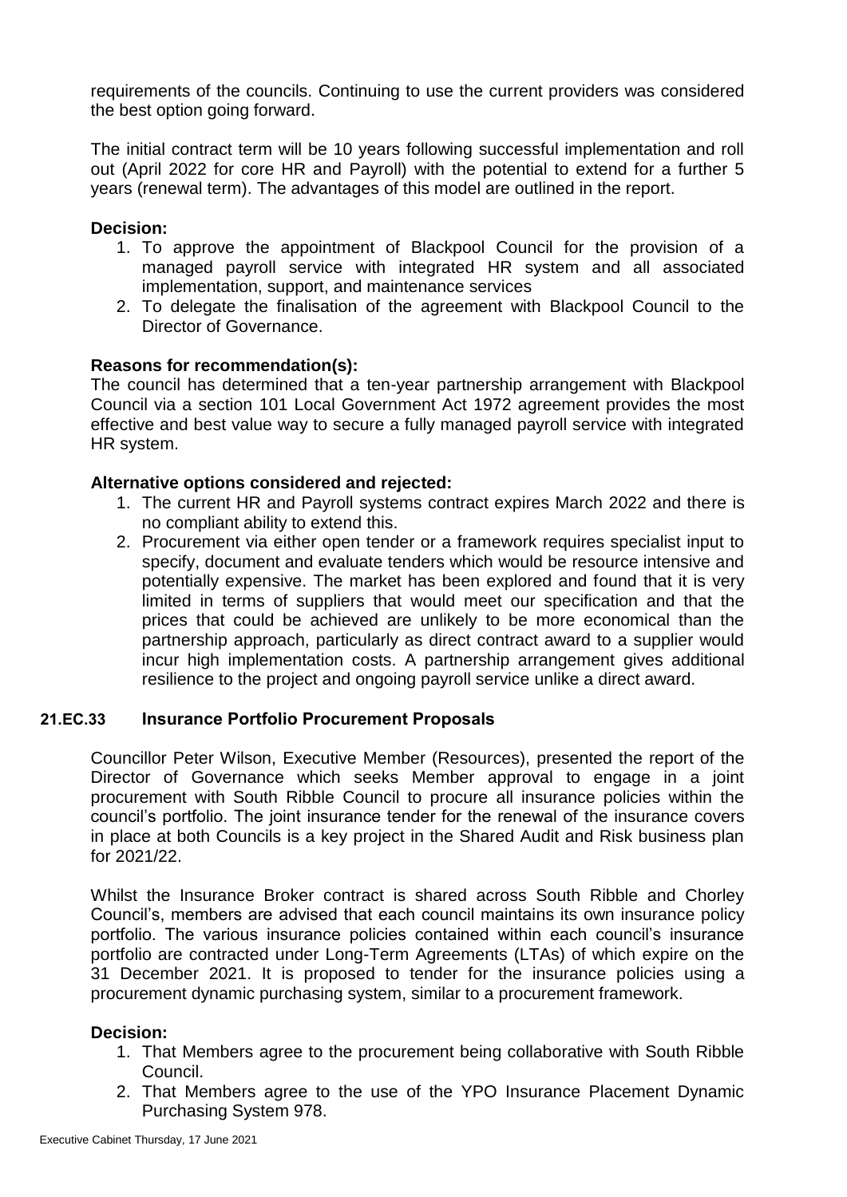requirements of the councils. Continuing to use the current providers was considered the best option going forward.

The initial contract term will be 10 years following successful implementation and roll out (April 2022 for core HR and Payroll) with the potential to extend for a further 5 years (renewal term). The advantages of this model are outlined in the report.

**Decision:**

1. To approve the appointment of Blackpool Council for the provision of a managed payroll service with integrated HR system and all associated implementation, support, and maintenance services
2. To delegate the finalisation of the agreement with Blackpool Council to the Director of Governance.

**Reasons for recommendation(s):**

The council has determined that a ten-year partnership arrangement with Blackpool Council via a section 101 Local Government Act 1972 agreement provides the most effective and best value way to secure a fully managed payroll service with integrated HR system.

**Alternative options considered and rejected:**

1. The current HR and Payroll systems contract expires March 2022 and there is no compliant ability to extend this.
2. Procurement via either open tender or a framework requires specialist input to specify, document and evaluate tenders which would be resource intensive and potentially expensive. The market has been explored and found that it is very limited in terms of suppliers that would meet our specification and that the prices that could be achieved are unlikely to be more economical than the partnership approach, particularly as direct contract award to a supplier would incur high implementation costs. A partnership arrangement gives additional resilience to the project and ongoing payroll service unlike a direct award.

## 21.EC.33 Insurance Portfolio Procurement Proposals

Councillor Peter Wilson, Executive Member (Resources), presented the report of the Director of Governance which seeks Member approval to engage in a joint procurement with South Ribble Council to procure all insurance policies within the council's portfolio. The joint insurance tender for the renewal of the insurance covers in place at both Councils is a key project in the Shared Audit and Risk business plan for 2021/22.

Whilst the Insurance Broker contract is shared across South Ribble and Chorley Council's, members are advised that each council maintains its own insurance policy portfolio. The various insurance policies contained within each council's insurance portfolio are contracted under Long-Term Agreements (LTAs) of which expire on the 31 December 2021. It is proposed to tender for the insurance policies using a procurement dynamic purchasing system, similar to a procurement framework.

**Decision:**

1. That Members agree to the procurement being collaborative with South Ribble Council.
2. That Members agree to the use of the YPO Insurance Placement Dynamic Purchasing System 978.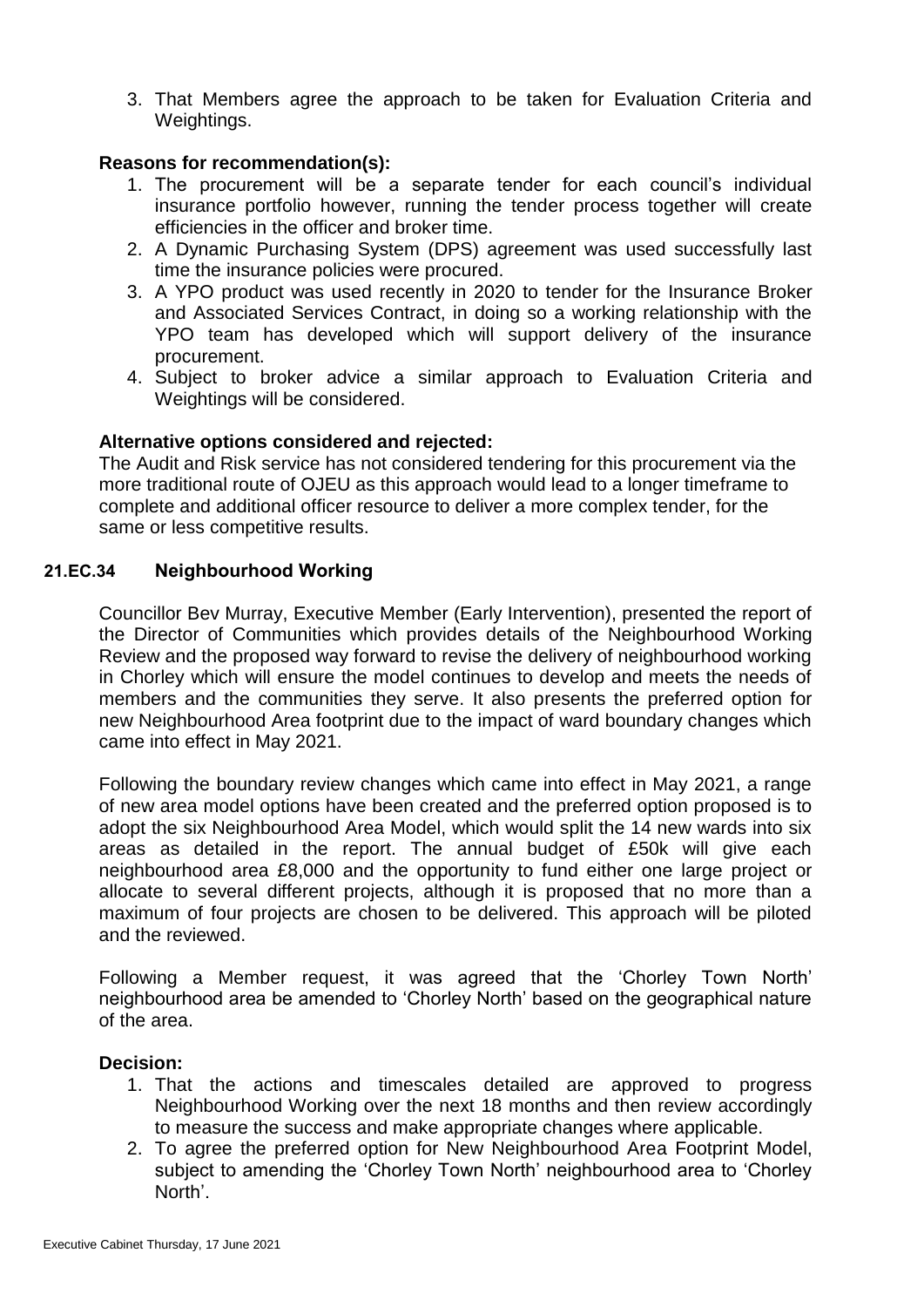3. That Members agree the approach to be taken for Evaluation Criteria and Weightings.

**Reasons for recommendation(s):**

1. The procurement will be a separate tender for each council's individual insurance portfolio however, running the tender process together will create efficiencies in the officer and broker time.
2. A Dynamic Purchasing System (DPS) agreement was used successfully last time the insurance policies were procured.
3. A YPO product was used recently in 2020 to tender for the Insurance Broker and Associated Services Contract, in doing so a working relationship with the YPO team has developed which will support delivery of the insurance procurement.
4. Subject to broker advice a similar approach to Evaluation Criteria and Weightings will be considered.

**Alternative options considered and rejected:**

The Audit and Risk service has not considered tendering for this procurement via the more traditional route of OJEU as this approach would lead to a longer timeframe to complete and additional officer resource to deliver a more complex tender, for the same or less competitive results.

## 21.EC.34 Neighbourhood Working

Councillor Bev Murray, Executive Member (Early Intervention), presented the report of the Director of Communities which provides details of the Neighbourhood Working Review and the proposed way forward to revise the delivery of neighbourhood working in Chorley which will ensure the model continues to develop and meets the needs of members and the communities they serve. It also presents the preferred option for new Neighbourhood Area footprint due to the impact of ward boundary changes which came into effect in May 2021.

Following the boundary review changes which came into effect in May 2021, a range of new area model options have been created and the preferred option proposed is to adopt the six Neighbourhood Area Model, which would split the 14 new wards into six areas as detailed in the report. The annual budget of £50k will give each neighbourhood area £8,000 and the opportunity to fund either one large project or allocate to several different projects, although it is proposed that no more than a maximum of four projects are chosen to be delivered. This approach will be piloted and the reviewed.

Following a Member request, it was agreed that the 'Chorley Town North' neighbourhood area be amended to 'Chorley North' based on the geographical nature of the area.

**Decision:**

1. That the actions and timescales detailed are approved to progress Neighbourhood Working over the next 18 months and then review accordingly to measure the success and make appropriate changes where applicable.
2. To agree the preferred option for New Neighbourhood Area Footprint Model, subject to amending the 'Chorley Town North' neighbourhood area to 'Chorley North'.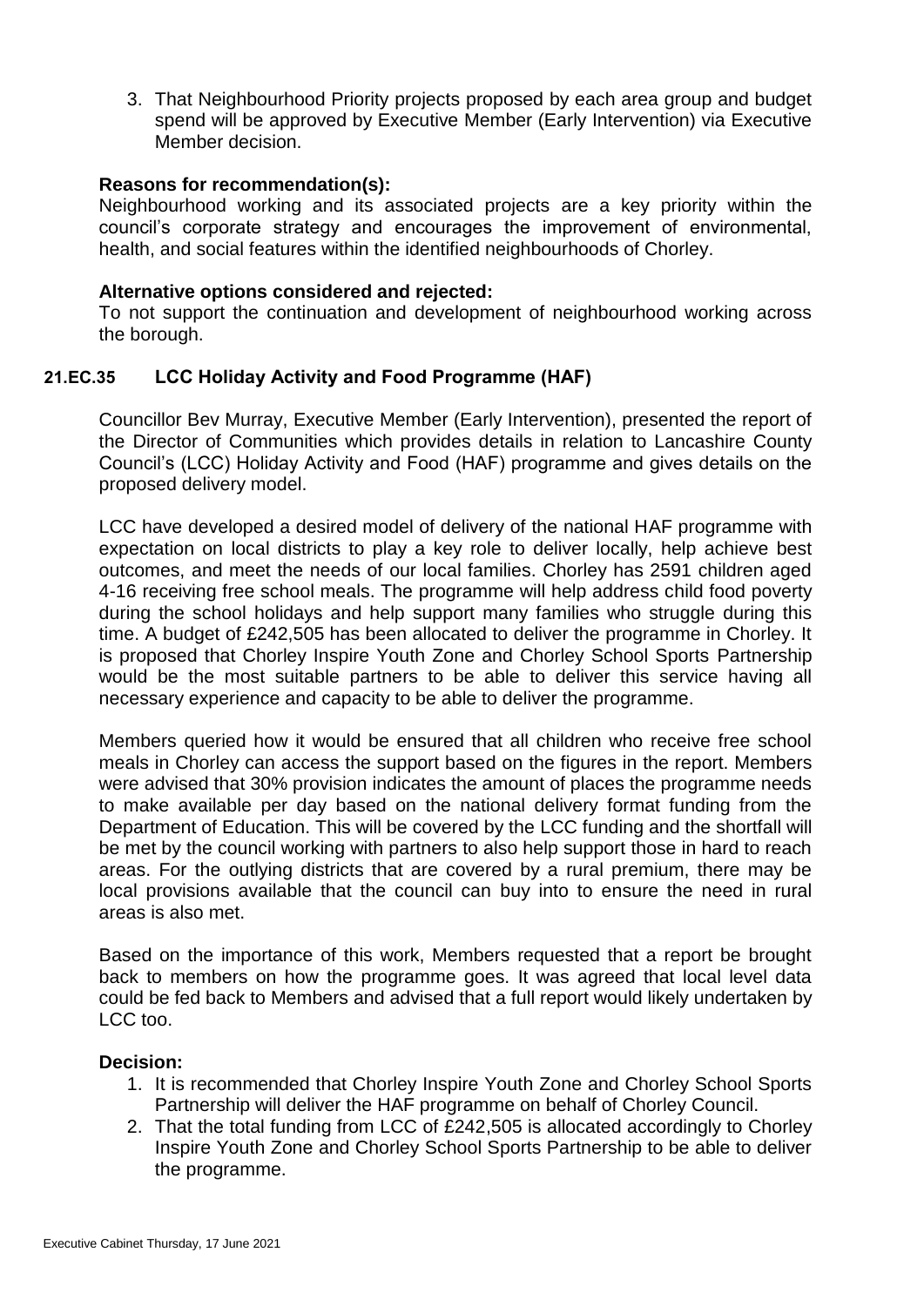3. That Neighbourhood Priority projects proposed by each area group and budget spend will be approved by Executive Member (Early Intervention) via Executive Member decision.

**Reasons for recommendation(s):**

Neighbourhood working and its associated projects are a key priority within the council's corporate strategy and encourages the improvement of environmental, health, and social features within the identified neighbourhoods of Chorley.

**Alternative options considered and rejected:**

To not support the continuation and development of neighbourhood working across the borough.

## 21.EC.35 LCC Holiday Activity and Food Programme (HAF)

Councillor Bev Murray, Executive Member (Early Intervention), presented the report of the Director of Communities which provides details in relation to Lancashire County Council's (LCC) Holiday Activity and Food (HAF) programme and gives details on the proposed delivery model.

LCC have developed a desired model of delivery of the national HAF programme with expectation on local districts to play a key role to deliver locally, help achieve best outcomes, and meet the needs of our local families. Chorley has 2591 children aged 4-16 receiving free school meals. The programme will help address child food poverty during the school holidays and help support many families who struggle during this time. A budget of £242,505 has been allocated to deliver the programme in Chorley. It is proposed that Chorley Inspire Youth Zone and Chorley School Sports Partnership would be the most suitable partners to be able to deliver this service having all necessary experience and capacity to be able to deliver the programme.

Members queried how it would be ensured that all children who receive free school meals in Chorley can access the support based on the figures in the report. Members were advised that 30% provision indicates the amount of places the programme needs to make available per day based on the national delivery format funding from the Department of Education. This will be covered by the LCC funding and the shortfall will be met by the council working with partners to also help support those in hard to reach areas. For the outlying districts that are covered by a rural premium, there may be local provisions available that the council can buy into to ensure the need in rural areas is also met.

Based on the importance of this work, Members requested that a report be brought back to members on how the programme goes. It was agreed that local level data could be fed back to Members and advised that a full report would likely undertaken by LCC too.

**Decision:**

1. It is recommended that Chorley Inspire Youth Zone and Chorley School Sports Partnership will deliver the HAF programme on behalf of Chorley Council.
2. That the total funding from LCC of £242,505 is allocated accordingly to Chorley Inspire Youth Zone and Chorley School Sports Partnership to be able to deliver the programme.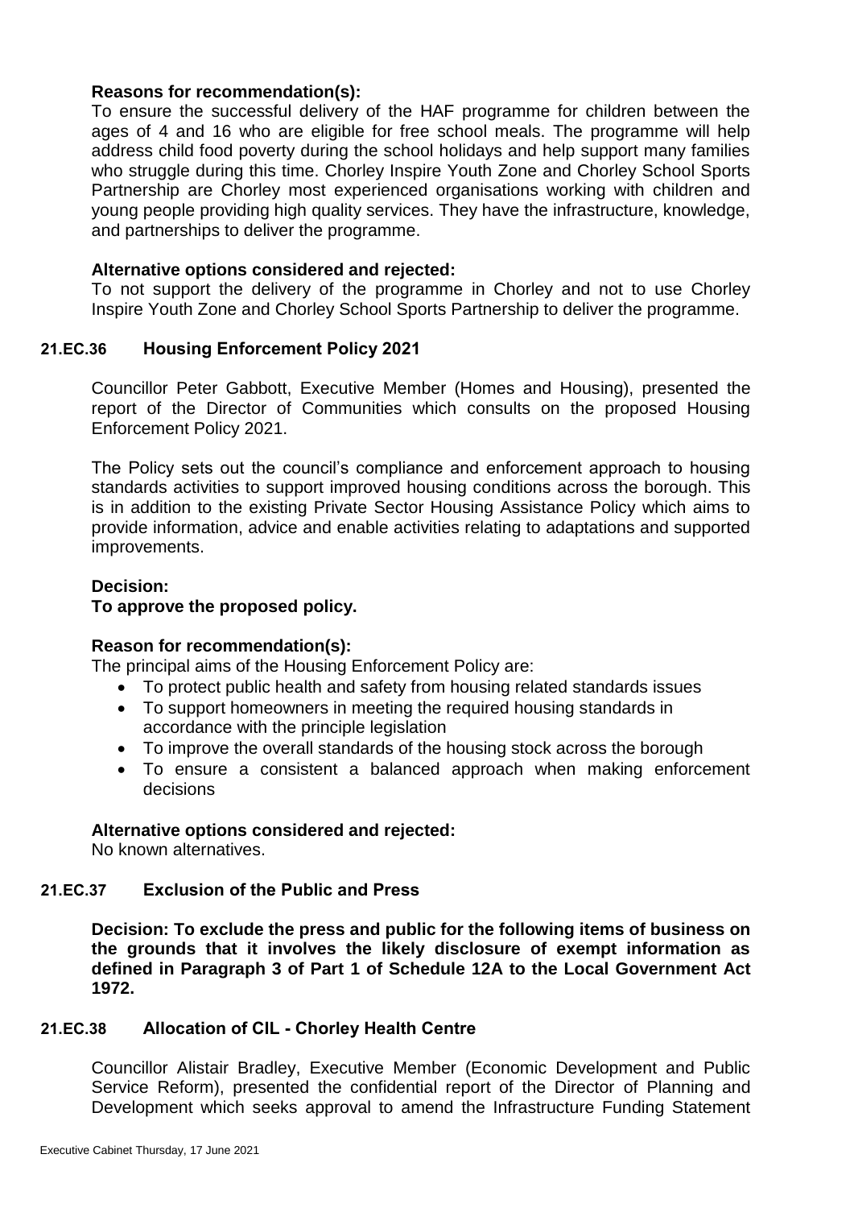**Reasons for recommendation(s):**
To ensure the successful delivery of the HAF programme for children between the ages of 4 and 16 who are eligible for free school meals. The programme will help address child food poverty during the school holidays and help support many families who struggle during this time. Chorley Inspire Youth Zone and Chorley School Sports Partnership are Chorley most experienced organisations working with children and young people providing high quality services. They have the infrastructure, knowledge, and partnerships to deliver the programme.

**Alternative options considered and rejected:**
To not support the delivery of the programme in Chorley and not to use Chorley Inspire Youth Zone and Chorley School Sports Partnership to deliver the programme.

## 21.EC.36 Housing Enforcement Policy 2021

Councillor Peter Gabbott, Executive Member (Homes and Housing), presented the report of the Director of Communities which consults on the proposed Housing Enforcement Policy 2021.

The Policy sets out the council's compliance and enforcement approach to housing standards activities to support improved housing conditions across the borough. This is in addition to the existing Private Sector Housing Assistance Policy which aims to provide information, advice and enable activities relating to adaptations and supported improvements.

**Decision:**
**To approve the proposed policy.**

**Reason for recommendation(s):**
The principal aims of the Housing Enforcement Policy are:

- To protect public health and safety from housing related standards issues
- To support homeowners in meeting the required housing standards in accordance with the principle legislation
- To improve the overall standards of the housing stock across the borough
- To ensure a consistent a balanced approach when making enforcement decisions

**Alternative options considered and rejected:**
No known alternatives.

## 21.EC.37 Exclusion of the Public and Press

**Decision: To exclude the press and public for the following items of business on the grounds that it involves the likely disclosure of exempt information as defined in Paragraph 3 of Part 1 of Schedule 12A to the Local Government Act 1972.**

## 21.EC.38 Allocation of CIL - Chorley Health Centre

Councillor Alistair Bradley, Executive Member (Economic Development and Public Service Reform), presented the confidential report of the Director of Planning and Development which seeks approval to amend the Infrastructure Funding Statement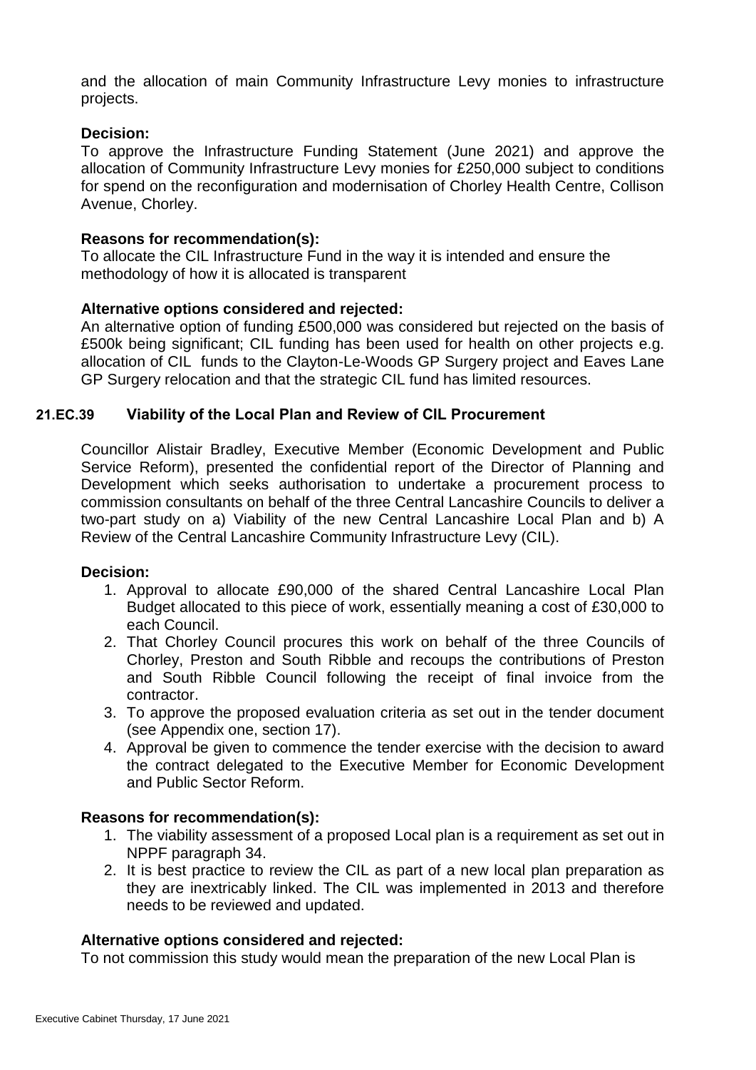and the allocation of main Community Infrastructure Levy monies to infrastructure projects.

**Decision:**
To approve the Infrastructure Funding Statement (June 2021) and approve the allocation of Community Infrastructure Levy monies for £250,000 subject to conditions for spend on the reconfiguration and modernisation of Chorley Health Centre, Collison Avenue, Chorley.

**Reasons for recommendation(s):**
To allocate the CIL Infrastructure Fund in the way it is intended and ensure the methodology of how it is allocated is transparent

**Alternative options considered and rejected:**
An alternative option of funding £500,000 was considered but rejected on the basis of £500k being significant; CIL funding has been used for health on other projects e.g. allocation of CIL funds to the Clayton-Le-Woods GP Surgery project and Eaves Lane GP Surgery relocation and that the strategic CIL fund has limited resources.

## 21.EC.39 Viability of the Local Plan and Review of CIL Procurement

Councillor Alistair Bradley, Executive Member (Economic Development and Public Service Reform), presented the confidential report of the Director of Planning and Development which seeks authorisation to undertake a procurement process to commission consultants on behalf of the three Central Lancashire Councils to deliver a two-part study on a) Viability of the new Central Lancashire Local Plan and b) A Review of the Central Lancashire Community Infrastructure Levy (CIL).

**Decision:**

1. Approval to allocate £90,000 of the shared Central Lancashire Local Plan Budget allocated to this piece of work, essentially meaning a cost of £30,000 to each Council.
2. That Chorley Council procures this work on behalf of the three Councils of Chorley, Preston and South Ribble and recoups the contributions of Preston and South Ribble Council following the receipt of final invoice from the contractor.
3. To approve the proposed evaluation criteria as set out in the tender document (see Appendix one, section 17).
4. Approval be given to commence the tender exercise with the decision to award the contract delegated to the Executive Member for Economic Development and Public Sector Reform.

**Reasons for recommendation(s):**

1. The viability assessment of a proposed Local plan is a requirement as set out in NPPF paragraph 34.
2. It is best practice to review the CIL as part of a new local plan preparation as they are inextricably linked. The CIL was implemented in 2013 and therefore needs to be reviewed and updated.

**Alternative options considered and rejected:**
To not commission this study would mean the preparation of the new Local Plan is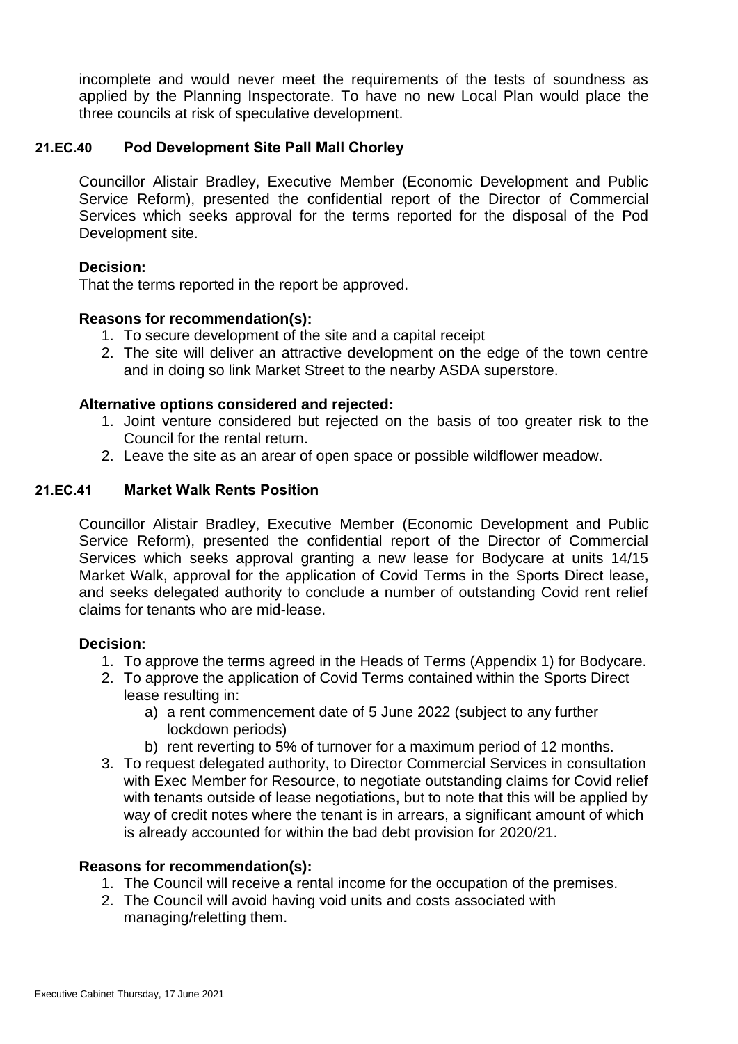incomplete and would never meet the requirements of the tests of soundness as applied by the Planning Inspectorate. To have no new Local Plan would place the three councils at risk of speculative development.

## 21.EC.40 Pod Development Site Pall Mall Chorley

Councillor Alistair Bradley, Executive Member (Economic Development and Public Service Reform), presented the confidential report of the Director of Commercial Services which seeks approval for the terms reported for the disposal of the Pod Development site.

**Decision:**
That the terms reported in the report be approved.

**Reasons for recommendation(s):**

1. To secure development of the site and a capital receipt
2. The site will deliver an attractive development on the edge of the town centre and in doing so link Market Street to the nearby ASDA superstore.

**Alternative options considered and rejected:**

1. Joint venture considered but rejected on the basis of too greater risk to the Council for the rental return.
2. Leave the site as an arear of open space or possible wildflower meadow.

## 21.EC.41 Market Walk Rents Position

Councillor Alistair Bradley, Executive Member (Economic Development and Public Service Reform), presented the confidential report of the Director of Commercial Services which seeks approval granting a new lease for Bodycare at units 14/15 Market Walk, approval for the application of Covid Terms in the Sports Direct lease, and seeks delegated authority to conclude a number of outstanding Covid rent relief claims for tenants who are mid-lease.

**Decision:**

1. To approve the terms agreed in the Heads of Terms (Appendix 1) for Bodycare.
2. To approve the application of Covid Terms contained within the Sports Direct lease resulting in:
   a) a rent commencement date of 5 June 2022 (subject to any further lockdown periods)
   b) rent reverting to 5% of turnover for a maximum period of 12 months.
3. To request delegated authority, to Director Commercial Services in consultation with Exec Member for Resource, to negotiate outstanding claims for Covid relief with tenants outside of lease negotiations, but to note that this will be applied by way of credit notes where the tenant is in arrears, a significant amount of which is already accounted for within the bad debt provision for 2020/21.

**Reasons for recommendation(s):**

1. The Council will receive a rental income for the occupation of the premises.
2. The Council will avoid having void units and costs associated with managing/reletting them.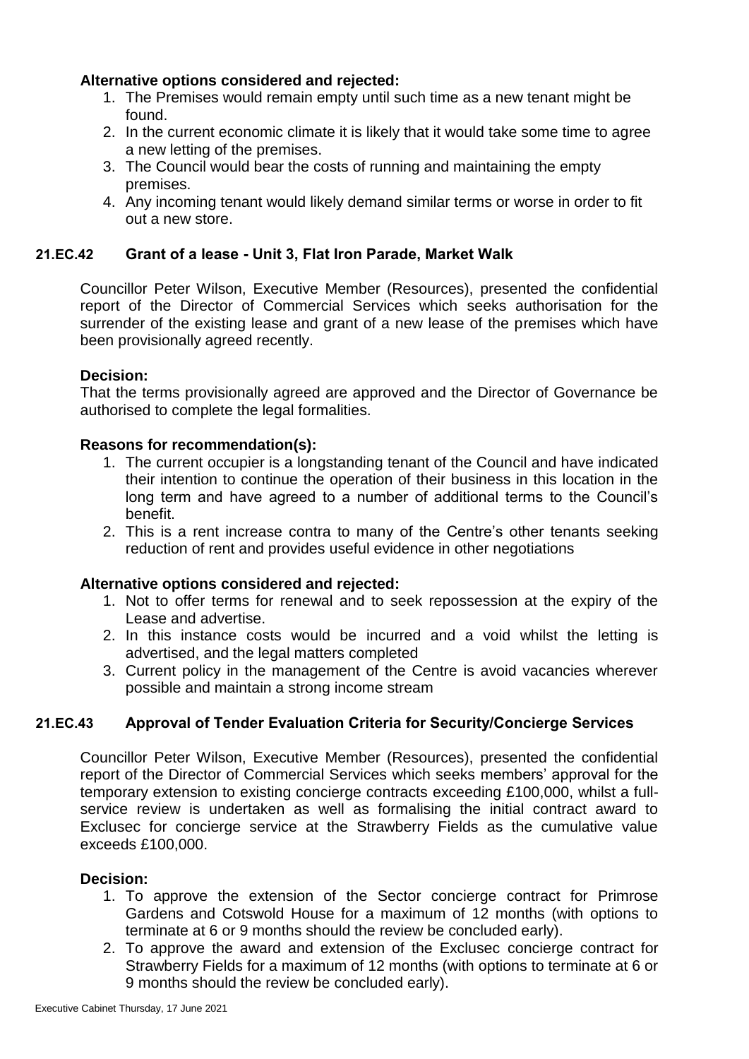**Alternative options considered and rejected:**

1. The Premises would remain empty until such time as a new tenant might be found.
2. In the current economic climate it is likely that it would take some time to agree a new letting of the premises.
3. The Council would bear the costs of running and maintaining the empty premises.
4. Any incoming tenant would likely demand similar terms or worse in order to fit out a new store.

## 21.EC.42 Grant of a lease - Unit 3, Flat Iron Parade, Market Walk

Councillor Peter Wilson, Executive Member (Resources), presented the confidential report of the Director of Commercial Services which seeks authorisation for the surrender of the existing lease and grant of a new lease of the premises which have been provisionally agreed recently.

**Decision:**
That the terms provisionally agreed are approved and the Director of Governance be authorised to complete the legal formalities.

**Reasons for recommendation(s):**

1. The current occupier is a longstanding tenant of the Council and have indicated their intention to continue the operation of their business in this location in the long term and have agreed to a number of additional terms to the Council's benefit.
2. This is a rent increase contra to many of the Centre's other tenants seeking reduction of rent and provides useful evidence in other negotiations

**Alternative options considered and rejected:**

1. Not to offer terms for renewal and to seek repossession at the expiry of the Lease and advertise.
2. In this instance costs would be incurred and a void whilst the letting is advertised, and the legal matters completed
3. Current policy in the management of the Centre is avoid vacancies wherever possible and maintain a strong income stream

## 21.EC.43 Approval of Tender Evaluation Criteria for Security/Concierge Services

Councillor Peter Wilson, Executive Member (Resources), presented the confidential report of the Director of Commercial Services which seeks members' approval for the temporary extension to existing concierge contracts exceeding £100,000, whilst a full-service review is undertaken as well as formalising the initial contract award to Exclusec for concierge service at the Strawberry Fields as the cumulative value exceeds £100,000.

**Decision:**

1. To approve the extension of the Sector concierge contract for Primrose Gardens and Cotswold House for a maximum of 12 months (with options to terminate at 6 or 9 months should the review be concluded early).
2. To approve the award and extension of the Exclusec concierge contract for Strawberry Fields for a maximum of 12 months (with options to terminate at 6 or 9 months should the review be concluded early).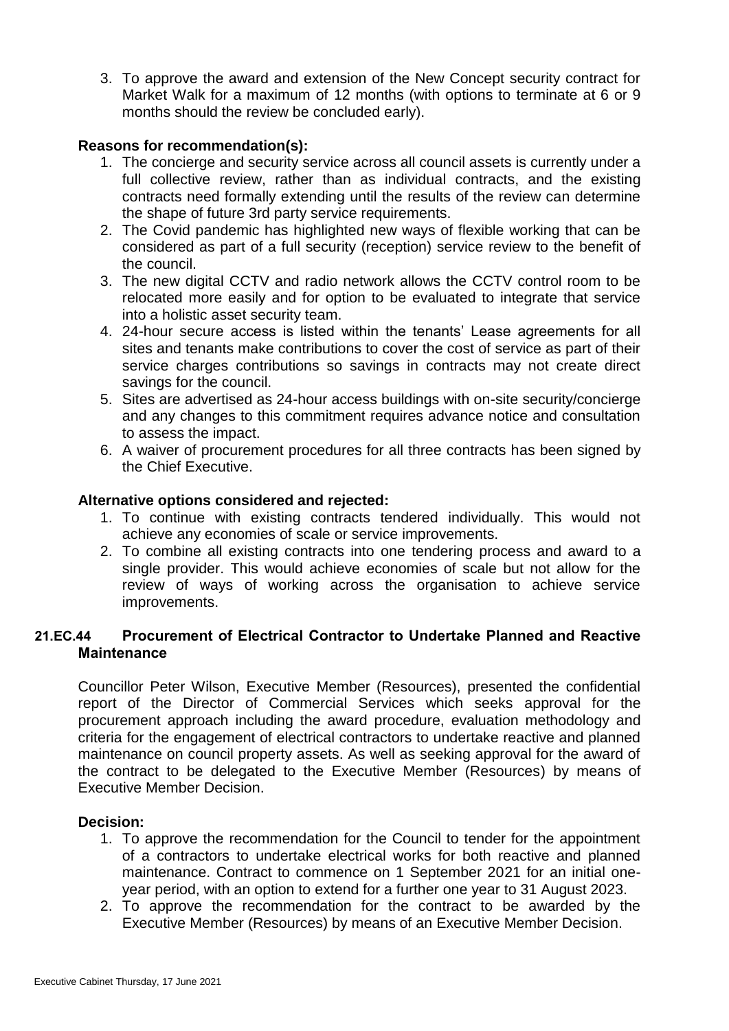3. To approve the award and extension of the New Concept security contract for Market Walk for a maximum of 12 months (with options to terminate at 6 or 9 months should the review be concluded early).

**Reasons for recommendation(s):**

1. The concierge and security service across all council assets is currently under a full collective review, rather than as individual contracts, and the existing contracts need formally extending until the results of the review can determine the shape of future 3rd party service requirements.
2. The Covid pandemic has highlighted new ways of flexible working that can be considered as part of a full security (reception) service review to the benefit of the council.
3. The new digital CCTV and radio network allows the CCTV control room to be relocated more easily and for option to be evaluated to integrate that service into a holistic asset security team.
4. 24-hour secure access is listed within the tenants' Lease agreements for all sites and tenants make contributions to cover the cost of service as part of their service charges contributions so savings in contracts may not create direct savings for the council.
5. Sites are advertised as 24-hour access buildings with on-site security/concierge and any changes to this commitment requires advance notice and consultation to assess the impact.
6. A waiver of procurement procedures for all three contracts has been signed by the Chief Executive.

**Alternative options considered and rejected:**

1. To continue with existing contracts tendered individually. This would not achieve any economies of scale or service improvements.
2. To combine all existing contracts into one tendering process and award to a single provider. This would achieve economies of scale but not allow for the review of ways of working across the organisation to achieve service improvements.

## 21.EC.44 Procurement of Electrical Contractor to Undertake Planned and Reactive Maintenance

Councillor Peter Wilson, Executive Member (Resources), presented the confidential report of the Director of Commercial Services which seeks approval for the procurement approach including the award procedure, evaluation methodology and criteria for the engagement of electrical contractors to undertake reactive and planned maintenance on council property assets. As well as seeking approval for the award of the contract to be delegated to the Executive Member (Resources) by means of Executive Member Decision.

**Decision:**

1. To approve the recommendation for the Council to tender for the appointment of a contractors to undertake electrical works for both reactive and planned maintenance. Contract to commence on 1 September 2021 for an initial one-year period, with an option to extend for a further one year to 31 August 2023.
2. To approve the recommendation for the contract to be awarded by the Executive Member (Resources) by means of an Executive Member Decision.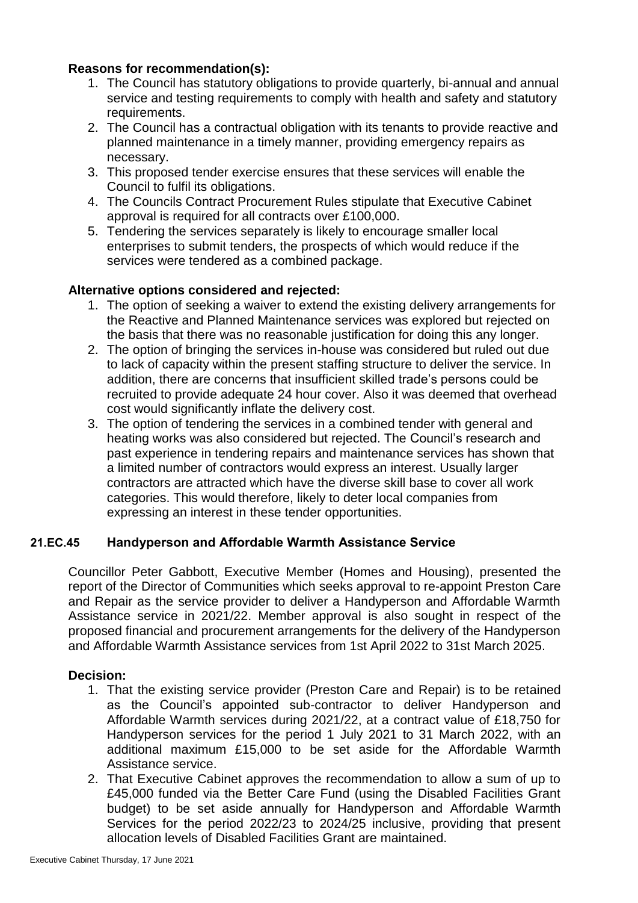**Reasons for recommendation(s):**

1. The Council has statutory obligations to provide quarterly, bi-annual and annual service and testing requirements to comply with health and safety and statutory requirements.
2. The Council has a contractual obligation with its tenants to provide reactive and planned maintenance in a timely manner, providing emergency repairs as necessary.
3. This proposed tender exercise ensures that these services will enable the Council to fulfil its obligations.
4. The Councils Contract Procurement Rules stipulate that Executive Cabinet approval is required for all contracts over £100,000.
5. Tendering the services separately is likely to encourage smaller local enterprises to submit tenders, the prospects of which would reduce if the services were tendered as a combined package.

**Alternative options considered and rejected:**

1. The option of seeking a waiver to extend the existing delivery arrangements for the Reactive and Planned Maintenance services was explored but rejected on the basis that there was no reasonable justification for doing this any longer.
2. The option of bringing the services in-house was considered but ruled out due to lack of capacity within the present staffing structure to deliver the service. In addition, there are concerns that insufficient skilled trade's persons could be recruited to provide adequate 24 hour cover. Also it was deemed that overhead cost would significantly inflate the delivery cost.
3. The option of tendering the services in a combined tender with general and heating works was also considered but rejected. The Council's research and past experience in tendering repairs and maintenance services has shown that a limited number of contractors would express an interest. Usually larger contractors are attracted which have the diverse skill base to cover all work categories. This would therefore, likely to deter local companies from expressing an interest in these tender opportunities.

## 21.EC.45 Handyperson and Affordable Warmth Assistance Service

Councillor Peter Gabbott, Executive Member (Homes and Housing), presented the report of the Director of Communities which seeks approval to re-appoint Preston Care and Repair as the service provider to deliver a Handyperson and Affordable Warmth Assistance service in 2021/22. Member approval is also sought in respect of the proposed financial and procurement arrangements for the delivery of the Handyperson and Affordable Warmth Assistance services from 1st April 2022 to 31st March 2025.

**Decision:**

1. That the existing service provider (Preston Care and Repair) is to be retained as the Council's appointed sub-contractor to deliver Handyperson and Affordable Warmth services during 2021/22, at a contract value of £18,750 for Handyperson services for the period 1 July 2021 to 31 March 2022, with an additional maximum £15,000 to be set aside for the Affordable Warmth Assistance service.
2. That Executive Cabinet approves the recommendation to allow a sum of up to £45,000 funded via the Better Care Fund (using the Disabled Facilities Grant budget) to be set aside annually for Handyperson and Affordable Warmth Services for the period 2022/23 to 2024/25 inclusive, providing that present allocation levels of Disabled Facilities Grant are maintained.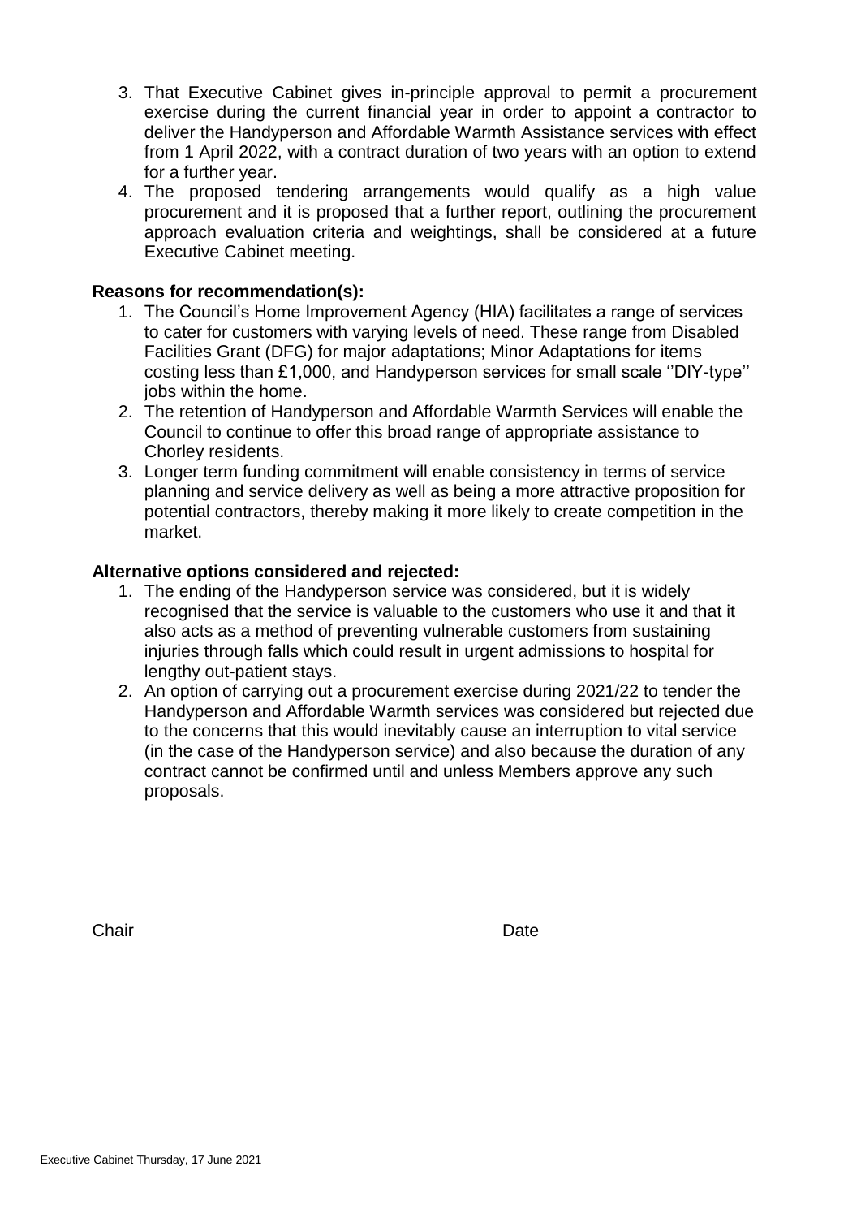3. That Executive Cabinet gives in-principle approval to permit a procurement exercise during the current financial year in order to appoint a contractor to deliver the Handyperson and Affordable Warmth Assistance services with effect from 1 April 2022, with a contract duration of two years with an option to extend for a further year.
4. The proposed tendering arrangements would qualify as a high value procurement and it is proposed that a further report, outlining the procurement approach evaluation criteria and weightings, shall be considered at a future Executive Cabinet meeting.

**Reasons for recommendation(s):**

1. The Council's Home Improvement Agency (HIA) facilitates a range of services to cater for customers with varying levels of need. These range from Disabled Facilities Grant (DFG) for major adaptations; Minor Adaptations for items costing less than £1,000, and Handyperson services for small scale ''DIY-type'' jobs within the home.
2. The retention of Handyperson and Affordable Warmth Services will enable the Council to continue to offer this broad range of appropriate assistance to Chorley residents.
3. Longer term funding commitment will enable consistency in terms of service planning and service delivery as well as being a more attractive proposition for potential contractors, thereby making it more likely to create competition in the market.

**Alternative options considered and rejected:**

1. The ending of the Handyperson service was considered, but it is widely recognised that the service is valuable to the customers who use it and that it also acts as a method of preventing vulnerable customers from sustaining injuries through falls which could result in urgent admissions to hospital for lengthy out-patient stays.
2. An option of carrying out a procurement exercise during 2021/22 to tender the Handyperson and Affordable Warmth services was considered but rejected due to the concerns that this would inevitably cause an interruption to vital service (in the case of the Handyperson service) and also because the duration of any contract cannot be confirmed until and unless Members approve any such proposals.

Chair Date